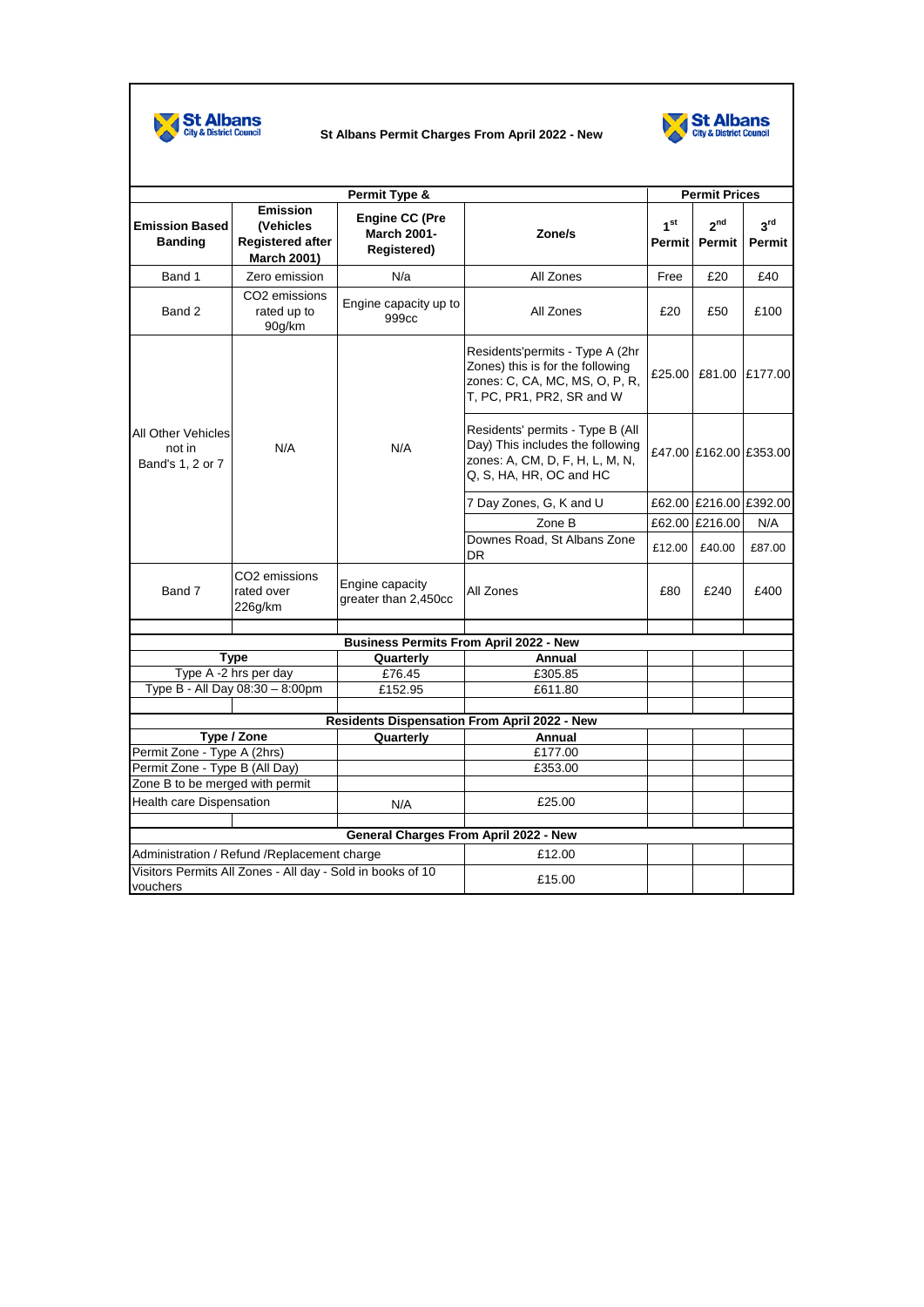# St Albans Permit Charges From April 2022 - New

| Permit Type & | | | | Permit Prices | | |
|---|---|---|---|---|---|---|
| **Emission Based Banding** | **Emission (Vehicles Registered after March 2001)** | **Engine CC (Pre March 2001- Registered)** | **Zone/s** | **1st Permit** | **2nd Permit** | **3rd Permit** |
| Band 1 | Zero emission | N/a | All Zones | Free | £20 | £40 |
| Band 2 | $CO_2$ emissions rated up to 90g/km | Engine capacity up to 999cc | All Zones | £20 | £50 | £100 |
| All Other Vehicles not in Band's 1, 2 or 7 | N/A | N/A | Residents'permits - Type A (2hr Zones) this is for the following zones: C, CA, MC, MS, O, P, R, T, PC, PR1, PR2, SR and W | £25.00 | £81.00 | £177.00 |
| | | | Residents' permits - Type B (All Day) This includes the following zones: A, CM, D, F, H, L, M, N, Q, S, HA, HR, OC and HC | £47.00 | £162.00 | £353.00 |
| | | | 7 Day Zones, G, K and U | £62.00 | £216.00 | £392.00 |
| | | | Zone B | £62.00 | £216.00 | N/A |
| | | | Downes Road, St Albans Zone DR | £12.00 | £40.00 | £87.00 |
| Band 7 | $CO_2$ emissions rated over 226g/km | Engine capacity greater than 2,450cc | All Zones | £80 | £240 | £400 |

## Business Permits From April 2022 - New

| Type | Quarterly | Annual |
|---|---|---|
| Type A -2 hrs per day | £76.45 | £305.85 |
| Type B - All Day 08:30 – 8:00pm | £152.95 | £611.80 |

## Residents Dispensation From April 2022 - New

| Type / Zone | Quarterly | Annual |
|---|---|---|
| Permit Zone - Type A (2hrs) | | £177.00 |
| Permit Zone - Type B (All Day) | | £353.00 |
| Zone B to be merged with permit | | |
| Health care Dispensation | N/A | £25.00 |

## General Charges From April 2022 - New

| | |
|---|---|
| Administration / Refund /Replacement charge | £12.00 |
| Visitors Permits All Zones - All day - Sold in books of 10 vouchers | £15.00 |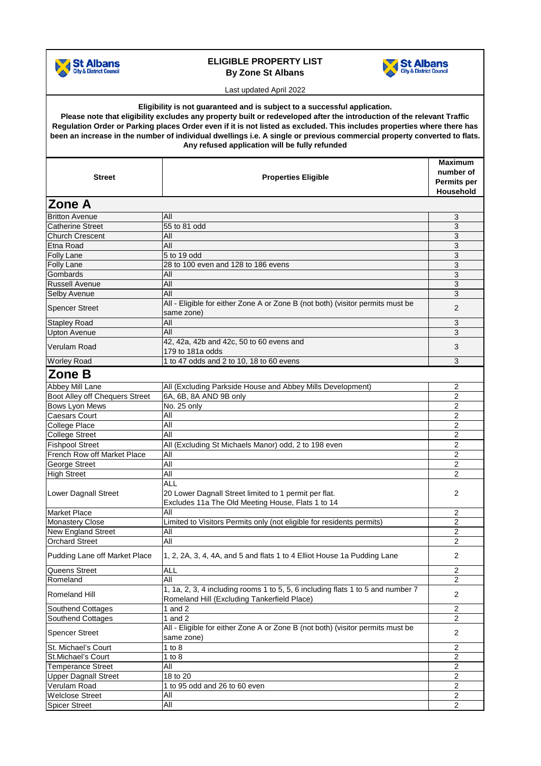# ELIGIBLE PROPERTY LIST
## By Zone St Albans

Last updated April 2022

**Eligibility is not guaranteed and is subject to a successful application.**
**Please note that eligibility excludes any property built or redeveloped after the introduction of the relevant Traffic Regulation Order or Parking places Order even if it is not listed as excluded. This includes properties where there has been an increase in the number of individual dwellings i.e. A single or previous commercial property converted to flats. Any refused application will be fully refunded**

| Street | Properties Eligible | Maximum number of Permits per Household |
|---|---|---|
| **Zone A** | | |
| Britton Avenue | All | 3 |
| Catherine Street | 55 to 81 odd | 3 |
| Church Crescent | All | 3 |
| Etna Road | All | 3 |
| Folly Lane | 5 to 19 odd | 3 |
| Folly Lane | 28 to 100 even and 128 to 186 evens | 3 |
| Gombards | All | 3 |
| Russell Avenue | All | 3 |
| Selby Avenue | All | 3 |
| Spencer Street | All - Eligible for either Zone A or Zone B (not both) (visitor permits must be same zone) | 2 |
| Stapley Road | All | 3 |
| Upton Avenue | All | 3 |
| Verulam Road | 42, 42a, 42b and 42c, 50 to 60 evens and 179 to 181a odds | 3 |
| Worley Road | 1 to 47 odds and 2 to 10, 18 to 60 evens | 3 |
| **Zone B** | | |
| Abbey Mill Lane | All (Excluding Parkside House and Abbey Mills Development) | 2 |
| Boot Alley off Chequers Street | 6A, 6B, 8A AND 9B only | 2 |
| Bows Lyon Mews | No. 25 only | 2 |
| Caesars Court | All | 2 |
| College Place | All | 2 |
| College Street | All | 2 |
| Fishpool Street | All (Excluding St Michaels Manor) odd, 2 to 198 even | 2 |
| French Row off Market Place | All | 2 |
| George Street | All | 2 |
| High Street | All | 2 |
| Lower Dagnall Street | ALL<br>20 Lower Dagnall Street limited to 1 permit per flat.<br>Excludes 11a The Old Meeting House, Flats 1 to 14 | 2 |
| Market Place | All | 2 |
| Monastery Close | Limited to Visitors Permits only (not eligible for residents permits) | 2 |
| New England Street | All | 2 |
| Orchard Street | All | 2 |
| Pudding Lane off Market Place | 1, 2, 2A, 3, 4, 4A, and 5 and flats 1 to 4 Elliot House 1a Pudding Lane | 2 |
| Queens Street | ALL | 2 |
| Romeland | All | 2 |
| Romeland Hill | 1, 1a, 2, 3, 4 including rooms 1 to 5, 5, 6 including flats 1 to 5 and number 7 Romeland Hill (Excluding Tankerfield Place) | 2 |
| Southend Cottages | 1 and 2 | 2 |
| Southend Cottages | 1 and 2 | 2 |
| Spencer Street | All - Eligible for either Zone A or Zone B (not both) (visitor permits must be same zone) | 2 |
| St. Michael's Court | 1 to 8 | 2 |
| St.Michael's Court | 1 to 8 | 2 |
| Temperance Street | All | 2 |
| Upper Dagnall Street | 18 to 20 | 2 |
| Verulam Road | 1 to 95 odd and 26 to 60 even | 2 |
| Welclose Street | All | 2 |
| Spicer Street | All | 2 |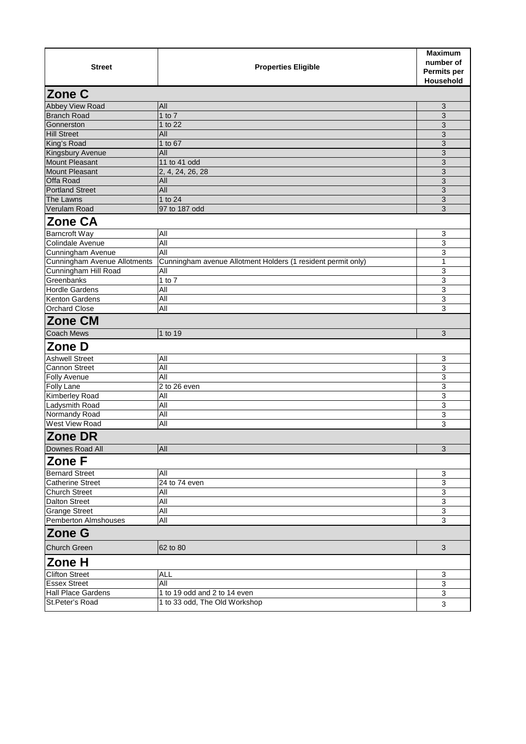| Street | Properties Eligible | Maximum number of Permits per Household |
|---|---|---|
| **Zone C** | | |
| Abbey View Road | All | 3 |
| Branch Road | 1 to 7 | 3 |
| Gonnerston | 1 to 22 | 3 |
| Hill Street | All | 3 |
| King's Road | 1 to 67 | 3 |
| Kingsbury Avenue | All | 3 |
| Mount Pleasant | 11 to 41 odd | 3 |
| Mount Pleasant | 2, 4, 24, 26, 28 | 3 |
| Offa Road | All | 3 |
| Portland Street | All | 3 |
| The Lawns | 1 to 24 | 3 |
| Verulam Road | 97 to 187 odd | 3 |
| **Zone CA** | | |
| Barncroft Way | All | 3 |
| Colindale Avenue | All | 3 |
| Cunningham Avenue | All | 3 |
| Cunningham Avenue Allotments | Cunningham avenue Allotment Holders (1 resident permit only) | 1 |
| Cunningham Hill Road | All | 3 |
| Greenbanks | 1 to 7 | 3 |
| Hordle Gardens | All | 3 |
| Kenton Gardens | All | 3 |
| Orchard Close | All | 3 |
| **Zone CM** | | |
| Coach Mews | 1 to 19 | 3 |
| **Zone D** | | |
| Ashwell Street | All | 3 |
| Cannon Street | All | 3 |
| Folly Avenue | All | 3 |
| Folly Lane | 2 to 26 even | 3 |
| Kimberley Road | All | 3 |
| Ladysmith Road | All | 3 |
| Normandy Road | All | 3 |
| West View Road | All | 3 |
| **Zone DR** | | |
| Downes Road All | All | 3 |
| **Zone F** | | |
| Bernard Street | All | 3 |
| Catherine Street | 24 to 74 even | 3 |
| Church Street | All | 3 |
| Dalton Street | All | 3 |
| Grange Street | All | 3 |
| Pemberton Almshouses | All | 3 |
| **Zone G** | | |
| Church Green | 62 to 80 | 3 |
| **Zone H** | | |
| Clifton Street | ALL | 3 |
| Essex Street | All | 3 |
| Hall Place Gardens | 1 to 19 odd and 2 to 14 even | 3 |
| St.Peter's Road | 1 to 33 odd, The Old Workshop | 3 |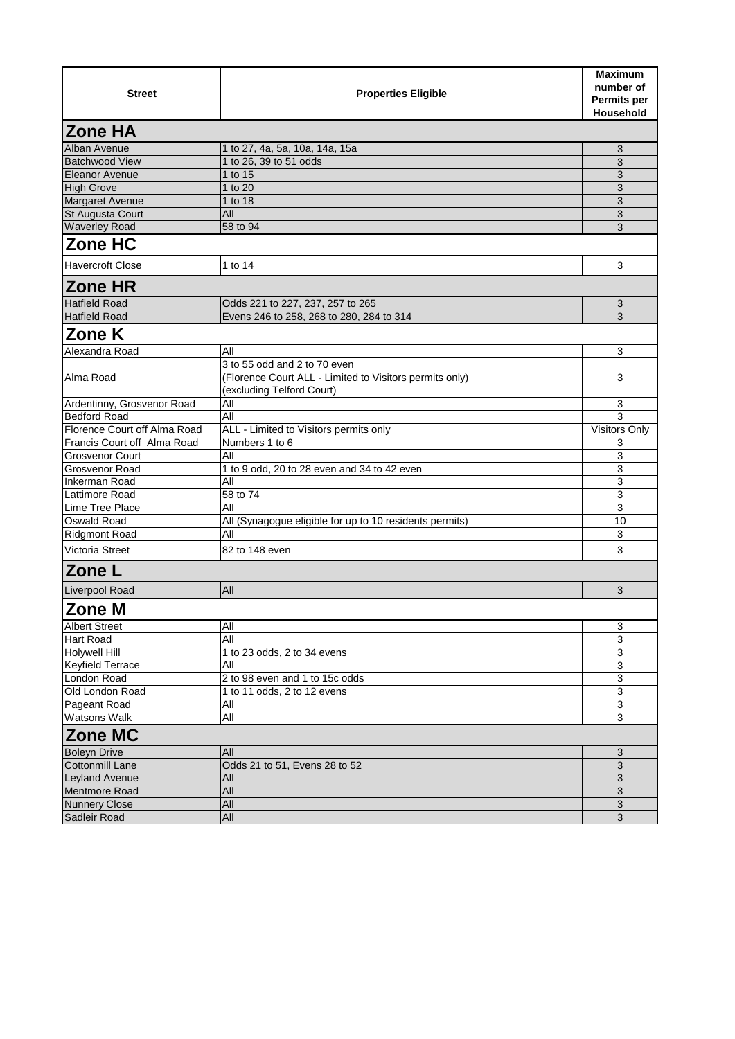| Street | Properties Eligible | Maximum number of Permits per Household |
|---|---|---|
| **Zone HA** | | |
| Alban Avenue | 1 to 27, 4a, 5a, 10a, 14a, 15a | 3 |
| Batchwood View | 1 to 26, 39 to 51 odds | 3 |
| Eleanor Avenue | 1 to 15 | 3 |
| High Grove | 1 to 20 | 3 |
| Margaret Avenue | 1 to 18 | 3 |
| St Augusta Court | All | 3 |
| Waverley Road | 58 to 94 | 3 |
| **Zone HC** | | |
| Havercroft Close | 1 to 14 | 3 |
| **Zone HR** | | |
| Hatfield Road | Odds 221 to 227, 237, 257 to 265 | 3 |
| Hatfield Road | Evens 246 to 258, 268 to 280, 284 to 314 | 3 |
| **Zone K** | | |
| Alexandra Road | All | 3 |
| Alma Road | 3 to 55 odd and 2 to 70 even (Florence Court ALL - Limited to Visitors permits only) (excluding Telford Court) | 3 |
| Ardentinny, Grosvenor Road | All | 3 |
| Bedford Road | All | 3 |
| Florence Court off Alma Road | ALL - Limited to Visitors permits only | Visitors Only |
| Francis Court off Alma Road | Numbers 1 to 6 | 3 |
| Grosvenor Court | All | 3 |
| Grosvenor Road | 1 to 9 odd, 20 to 28 even and 34 to 42 even | 3 |
| Inkerman Road | All | 3 |
| Lattimore Road | 58 to 74 | 3 |
| Lime Tree Place | All | 3 |
| Oswald Road | All (Synagogue eligible for up to 10 residents permits) | 10 |
| Ridgmont Road | All | 3 |
| Victoria Street | 82 to 148 even | 3 |
| **Zone L** | | |
| Liverpool Road | All | 3 |
| **Zone M** | | |
| Albert Street | All | 3 |
| Hart Road | All | 3 |
| Holywell Hill | 1 to 23 odds, 2 to 34 evens | 3 |
| Keyfield Terrace | All | 3 |
| London Road | 2 to 98 even and 1 to 15c odds | 3 |
| Old London Road | 1 to 11 odds, 2 to 12 evens | 3 |
| Pageant Road | All | 3 |
| Watsons Walk | All | 3 |
| **Zone MC** | | |
| Boleyn Drive | All | 3 |
| Cottonmill Lane | Odds 21 to 51, Evens 28 to 52 | 3 |
| Leyland Avenue | All | 3 |
| Mentmore Road | All | 3 |
| Nunnery Close | All | 3 |
| Sadleir Road | All | 3 |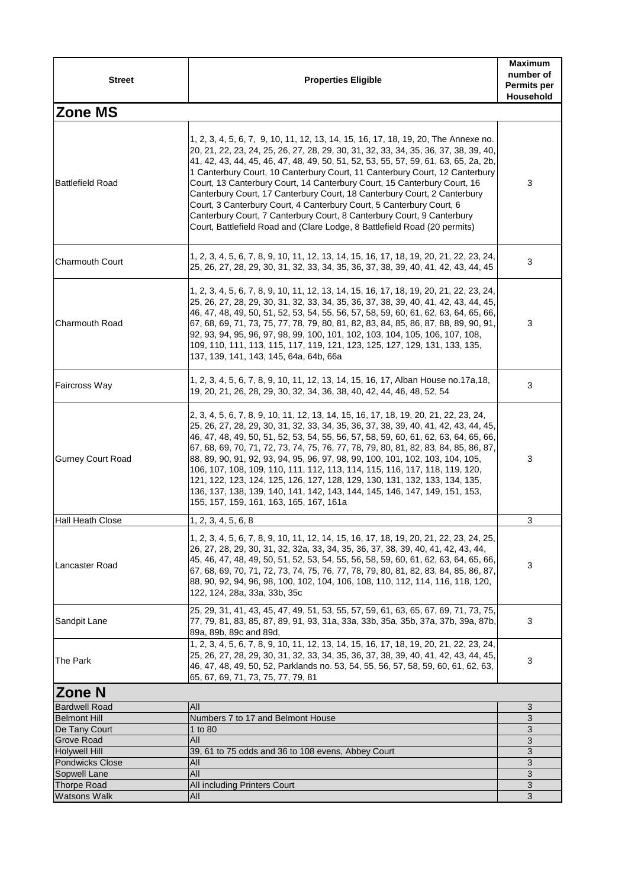| Street | Properties Eligible | Maximum number of Permits per Household |
|---|---|---|
| **Zone MS** | | |
| Battlefield Road | 1, 2, 3, 4, 5, 6, 7, 9, 10, 11, 12, 13, 14, 15, 16, 17, 18, 19, 20, The Annexe no. 20, 21, 22, 23, 24, 25, 26, 27, 28, 29, 30, 31, 32, 33, 34, 35, 36, 37, 38, 39, 40, 41, 42, 43, 44, 45, 46, 47, 48, 49, 50, 51, 52, 53, 55, 57, 59, 61, 63, 65, 2a, 2b, 1 Canterbury Court, 10 Canterbury Court, 11 Canterbury Court, 12 Canterbury Court, 13 Canterbury Court, 14 Canterbury Court, 15 Canterbury Court, 16 Canterbury Court, 17 Canterbury Court, 18 Canterbury Court, 2 Canterbury Court, 3 Canterbury Court, 4 Canterbury Court, 5 Canterbury Court, 6 Canterbury Court, 7 Canterbury Court, 8 Canterbury Court, 9 Canterbury Court, Battlefield Road and (Clare Lodge, 8 Battlefield Road (20 permits) | 3 |
| Charmouth Court | 1, 2, 3, 4, 5, 6, 7, 8, 9, 10, 11, 12, 13, 14, 15, 16, 17, 18, 19, 20, 21, 22, 23, 24, 25, 26, 27, 28, 29, 30, 31, 32, 33, 34, 35, 36, 37, 38, 39, 40, 41, 42, 43, 44, 45 | 3 |
| Charmouth Road | 1, 2, 3, 4, 5, 6, 7, 8, 9, 10, 11, 12, 13, 14, 15, 16, 17, 18, 19, 20, 21, 22, 23, 24, 25, 26, 27, 28, 29, 30, 31, 32, 33, 34, 35, 36, 37, 38, 39, 40, 41, 42, 43, 44, 45, 46, 47, 48, 49, 50, 51, 52, 53, 54, 55, 56, 57, 58, 59, 60, 61, 62, 63, 64, 65, 66, 67, 68, 69, 71, 73, 75, 77, 78, 79, 80, 81, 82, 83, 84, 85, 86, 87, 88, 89, 90, 91, 92, 93, 94, 95, 96, 97, 98, 99, 100, 101, 102, 103, 104, 105, 106, 107, 108, 109, 110, 111, 113, 115, 117, 119, 121, 123, 125, 127, 129, 131, 133, 135, 137, 139, 141, 143, 145, 64a, 64b, 66a | 3 |
| Faircross Way | 1, 2, 3, 4, 5, 6, 7, 8, 9, 10, 11, 12, 13, 14, 15, 16, 17, Alban House no.17a,18, 19, 20, 21, 26, 28, 29, 30, 32, 34, 36, 38, 40, 42, 44, 46, 48, 52, 54 | 3 |
| Gurney Court Road | 2, 3, 4, 5, 6, 7, 8, 9, 10, 11, 12, 13, 14, 15, 16, 17, 18, 19, 20, 21, 22, 23, 24, 25, 26, 27, 28, 29, 30, 31, 32, 33, 34, 35, 36, 37, 38, 39, 40, 41, 42, 43, 44, 45, 46, 47, 48, 49, 50, 51, 52, 53, 54, 55, 56, 57, 58, 59, 60, 61, 62, 63, 64, 65, 66, 67, 68, 69, 70, 71, 72, 73, 74, 75, 76, 77, 78, 79, 80, 81, 82, 83, 84, 85, 86, 87, 88, 89, 90, 91, 92, 93, 94, 95, 96, 97, 98, 99, 100, 101, 102, 103, 104, 105, 106, 107, 108, 109, 110, 111, 112, 113, 114, 115, 116, 117, 118, 119, 120, 121, 122, 123, 124, 125, 126, 127, 128, 129, 130, 131, 132, 133, 134, 135, 136, 137, 138, 139, 140, 141, 142, 143, 144, 145, 146, 147, 149, 151, 153, 155, 157, 159, 161, 163, 165, 167, 161a | 3 |
| Hall Heath Close | 1, 2, 3, 4, 5, 6, 8 | 3 |
| Lancaster Road | 1, 2, 3, 4, 5, 6, 7, 8, 9, 10, 11, 12, 14, 15, 16, 17, 18, 19, 20, 21, 22, 23, 24, 25, 26, 27, 28, 29, 30, 31, 32, 32a, 33, 34, 35, 36, 37, 38, 39, 40, 41, 42, 43, 44, 45, 46, 47, 48, 49, 50, 51, 52, 53, 54, 55, 56, 58, 59, 60, 61, 62, 63, 64, 65, 66, 67, 68, 69, 70, 71, 72, 73, 74, 75, 76, 77, 78, 79, 80, 81, 82, 83, 84, 85, 86, 87, 88, 90, 92, 94, 96, 98, 100, 102, 104, 106, 108, 110, 112, 114, 116, 118, 120, 122, 124, 28a, 33a, 33b, 35c | 3 |
| Sandpit Lane | 25, 29, 31, 41, 43, 45, 47, 49, 51, 53, 55, 57, 59, 61, 63, 65, 67, 69, 71, 73, 75, 77, 79, 81, 83, 85, 87, 89, 91, 93, 31a, 33a, 33b, 35a, 35b, 37a, 37b, 39a, 87b, 89a, 89b, 89c and 89d, | 3 |
| The Park | 1, 2, 3, 4, 5, 6, 7, 8, 9, 10, 11, 12, 13, 14, 15, 16, 17, 18, 19, 20, 21, 22, 23, 24, 25, 26, 27, 28, 29, 30, 31, 32, 33, 34, 35, 36, 37, 38, 39, 40, 41, 42, 43, 44, 45, 46, 47, 48, 49, 50, 52, Parklands no. 53, 54, 55, 56, 57, 58, 59, 60, 61, 62, 63, 65, 67, 69, 71, 73, 75, 77, 79, 81 | 3 |
| **Zone N** | | |
| Bardwell Road | All | 3 |
| Belmont Hill | Numbers 7 to 17 and Belmont House | 3 |
| De Tany Court | 1 to 80 | 3 |
| Grove Road | All | 3 |
| Holywell Hill | 39, 61 to 75 odds and 36 to 108 evens, Abbey Court | 3 |
| Pondwicks Close | All | 3 |
| Sopwell Lane | All | 3 |
| Thorpe Road | All including Printers Court | 3 |
| Watsons Walk | All | 3 |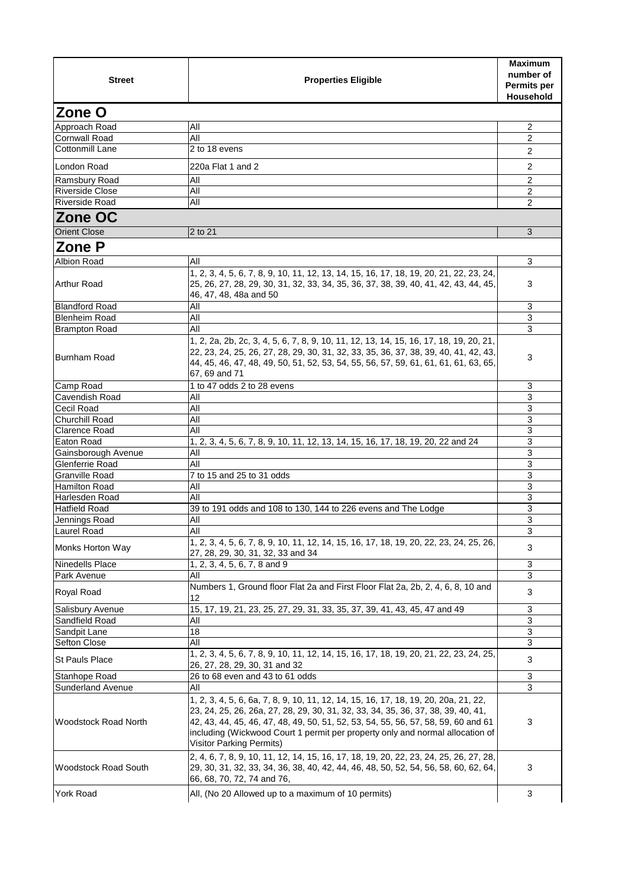| Street | Properties Eligible | Maximum number of Permits per Household |
|---|---|---|
| **Zone O** | | |
| Approach Road | All | 2 |
| Cornwall Road | All | 2 |
| Cottonmill Lane | 2 to 18 evens | 2 |
| London Road | 220a Flat 1 and 2 | 2 |
| Ramsbury Road | All | 2 |
| Riverside Close | All | 2 |
| Riverside Road | All | 2 |
| **Zone OC** | | |
| Orient Close | 2 to 21 | 3 |
| **Zone P** | | |
| Albion Road | All | 3 |
| Arthur Road | 1, 2, 3, 4, 5, 6, 7, 8, 9, 10, 11, 12, 13, 14, 15, 16, 17, 18, 19, 20, 21, 22, 23, 24, 25, 26, 27, 28, 29, 30, 31, 32, 33, 34, 35, 36, 37, 38, 39, 40, 41, 42, 43, 44, 45, 46, 47, 48, 48a and 50 | 3 |
| Blandford Road | All | 3 |
| Blenheim Road | All | 3 |
| Brampton Road | All | 3 |
| Burnham Road | 1, 2, 2a, 2b, 2c, 3, 4, 5, 6, 7, 8, 9, 10, 11, 12, 13, 14, 15, 16, 17, 18, 19, 20, 21, 22, 23, 24, 25, 26, 27, 28, 29, 30, 31, 32, 33, 35, 36, 37, 38, 39, 40, 41, 42, 43, 44, 45, 46, 47, 48, 49, 50, 51, 52, 53, 54, 55, 56, 57, 59, 61, 61, 61, 61, 63, 65, 67, 69 and 71 | 3 |
| Camp Road | 1 to 47 odds 2 to 28 evens | 3 |
| Cavendish Road | All | 3 |
| Cecil Road | All | 3 |
| Churchill Road | All | 3 |
| Clarence Road | All | 3 |
| Eaton Road | 1, 2, 3, 4, 5, 6, 7, 8, 9, 10, 11, 12, 13, 14, 15, 16, 17, 18, 19, 20, 22 and 24 | 3 |
| Gainsborough Avenue | All | 3 |
| Glenferrie Road | All | 3 |
| Granville Road | 7 to 15 and 25 to 31 odds | 3 |
| Hamilton Road | All | 3 |
| Harlesden Road | All | 3 |
| Hatfield Road | 39 to 191 odds and 108 to 130, 144 to 226 evens and The Lodge | 3 |
| Jennings Road | All | 3 |
| Laurel Road | All | 3 |
| Monks Horton Way | 1, 2, 3, 4, 5, 6, 7, 8, 9, 10, 11, 12, 14, 15, 16, 17, 18, 19, 20, 22, 23, 24, 25, 26, 27, 28, 29, 30, 31, 32, 33 and 34 | 3 |
| Ninedells Place | 1, 2, 3, 4, 5, 6, 7, 8 and 9 | 3 |
| Park Avenue | All | 3 |
| Royal Road | Numbers 1, Ground floor Flat 2a and First Floor Flat 2a, 2b, 2, 4, 6, 8, 10 and 12 | 3 |
| Salisbury Avenue | 15, 17, 19, 21, 23, 25, 27, 29, 31, 33, 35, 37, 39, 41, 43, 45, 47 and 49 | 3 |
| Sandfield Road | All | 3 |
| Sandpit Lane | 18 | 3 |
| Sefton Close | All | 3 |
| St Pauls Place | 1, 2, 3, 4, 5, 6, 7, 8, 9, 10, 11, 12, 14, 15, 16, 17, 18, 19, 20, 21, 22, 23, 24, 25, 26, 27, 28, 29, 30, 31 and 32 | 3 |
| Stanhope Road | 26 to 68 even and 43 to 61 odds | 3 |
| Sunderland Avenue | All | 3 |
| Woodstock Road North | 1, 2, 3, 4, 5, 6, 6a, 7, 8, 9, 10, 11, 12, 14, 15, 16, 17, 18, 19, 20, 20a, 21, 22, 23, 24, 25, 26, 26a, 27, 28, 29, 30, 31, 32, 33, 34, 35, 36, 37, 38, 39, 40, 41, 42, 43, 44, 45, 46, 47, 48, 49, 50, 51, 52, 53, 54, 55, 56, 57, 58, 59, 60 and 61 including (Wickwood Court 1 permit per property only and normal allocation of Visitor Parking Permits) | 3 |
| Woodstock Road South | 2, 4, 6, 7, 8, 9, 10, 11, 12, 14, 15, 16, 17, 18, 19, 20, 22, 23, 24, 25, 26, 27, 28, 29, 30, 31, 32, 33, 34, 36, 38, 40, 42, 44, 46, 48, 50, 52, 54, 56, 58, 60, 62, 64, 66, 68, 70, 72, 74 and 76, | 3 |
| York Road | All, (No 20 Allowed up to a maximum of 10 permits) | 3 |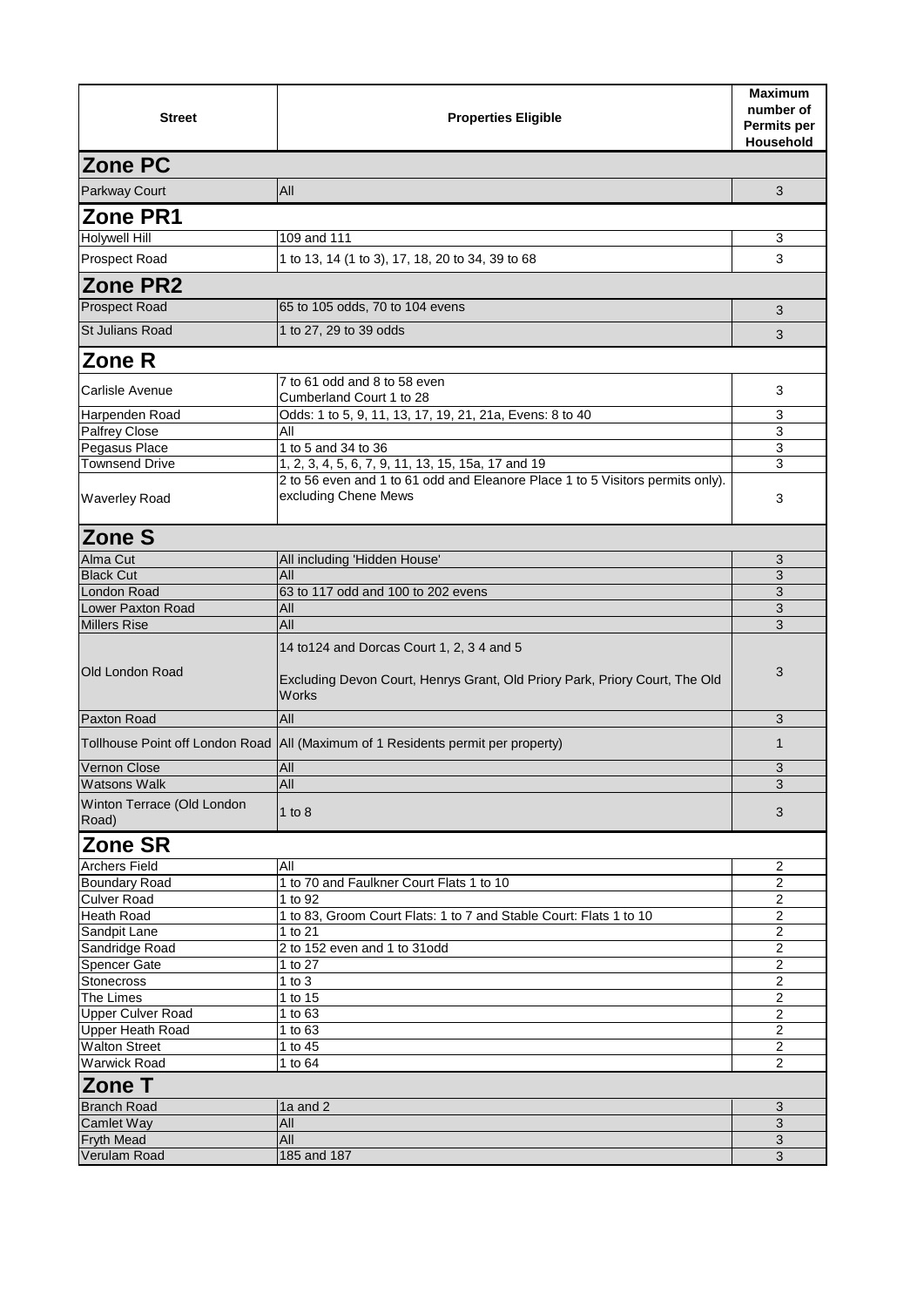| Street | Properties Eligible | Maximum number of Permits per Household |
| --- | --- | --- |
| **Zone PC** | | |
| Parkway Court | All | 3 |
| **Zone PR1** | | |
| Holywell Hill | 109 and 111 | 3 |
| Prospect Road | 1 to 13, 14 (1 to 3), 17, 18, 20 to 34, 39 to 68 | 3 |
| **Zone PR2** | | |
| Prospect Road | 65 to 105 odds, 70 to 104 evens | 3 |
| St Julians Road | 1 to 27, 29 to 39 odds | 3 |
| **Zone R** | | |
| Carlisle Avenue | 7 to 61 odd and 8 to 58 even<br>Cumberland Court 1 to 28 | 3 |
| Harpenden Road | Odds: 1 to 5, 9, 11, 13, 17, 19, 21, 21a, Evens: 8 to 40 | 3 |
| Palfrey Close | All | 3 |
| Pegasus Place | 1 to 5 and 34 to 36 | 3 |
| Townsend Drive | 1, 2, 3, 4, 5, 6, 7, 9, 11, 13, 15, 15a, 17 and 19 | 3 |
| Waverley Road | 2 to 56 even and 1 to 61 odd and Eleanore Place 1 to 5 Visitors permits only). excluding Chene Mews | 3 |
| **Zone S** | | |
| Alma Cut | All including 'Hidden House' | 3 |
| Black Cut | All | 3 |
| London Road | 63 to 117 odd and 100 to 202 evens | 3 |
| Lower Paxton Road | All | 3 |
| Millers Rise | All | 3 |
| Old London Road | 14 to124 and Dorcas Court 1, 2, 3 4 and 5<br><br>Excluding Devon Court, Henrys Grant, Old Priory Park, Priory Court, The Old Works | 3 |
| Paxton Road | All | 3 |
| Tollhouse Point off London Road | All (Maximum of 1 Residents permit per property) | 1 |
| Vernon Close | All | 3 |
| Watsons Walk | All | 3 |
| Winton Terrace (Old London Road) | 1 to 8 | 3 |
| **Zone SR** | | |
| Archers Field | All | 2 |
| Boundary Road | 1 to 70 and Faulkner Court Flats 1 to 10 | 2 |
| Culver Road | 1 to 92 | 2 |
| Heath Road | 1 to 83, Groom Court Flats: 1 to 7 and Stable Court: Flats 1 to 10 | 2 |
| Sandpit Lane | 1 to 21 | 2 |
| Sandridge Road | 2 to 152 even and 1 to 31odd | 2 |
| Spencer Gate | 1 to 27 | 2 |
| Stonecross | 1 to 3 | 2 |
| The Limes | 1 to 15 | 2 |
| Upper Culver Road | 1 to 63 | 2 |
| Upper Heath Road | 1 to 63 | 2 |
| Walton Street | 1 to 45 | 2 |
| Warwick Road | 1 to 64 | 2 |
| **Zone T** | | |
| Branch Road | 1a and 2 | 3 |
| Camlet Way | All | 3 |
| Fryth Mead | All | 3 |
| Verulam Road | 185 and 187 | 3 |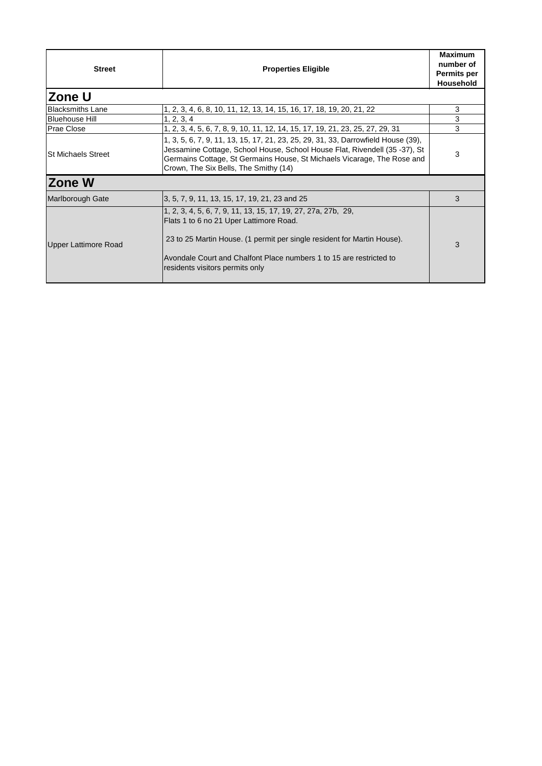| Street | Properties Eligible | Maximum number of Permits per Household |
|---|---|---|
| **Zone U** | | |
| Blacksmiths Lane | 1, 2, 3, 4, 6, 8, 10, 11, 12, 13, 14, 15, 16, 17, 18, 19, 20, 21, 22 | 3 |
| Bluehouse Hill | 1, 2, 3, 4 | 3 |
| Prae Close | 1, 2, 3, 4, 5, 6, 7, 8, 9, 10, 11, 12, 14, 15, 17, 19, 21, 23, 25, 27, 29, 31 | 3 |
| St Michaels Street | 1, 3, 5, 6, 7, 9, 11, 13, 15, 17, 21, 23, 25, 29, 31, 33, Darrowfield House (39), Jessamine Cottage, School House, School House Flat, Rivendell (35 -37), St Germains Cottage, St Germains House, St Michaels Vicarage, The Rose and Crown, The Six Bells, The Smithy (14) | 3 |
| **Zone W** | | |
| Marlborough Gate | 3, 5, 7, 9, 11, 13, 15, 17, 19, 21, 23 and 25 | 3 |
| Upper Lattimore Road | 1, 2, 3, 4, 5, 6, 7, 9, 11, 13, 15, 17, 19, 27, 27a, 27b, 29, Flats 1 to 6 no 21 Uper Lattimore Road. 23 to 25 Martin House. (1 permit per single resident for Martin House). Avondale Court and Chalfont Place numbers 1 to 15 are restricted to residents visitors permits only | 3 |